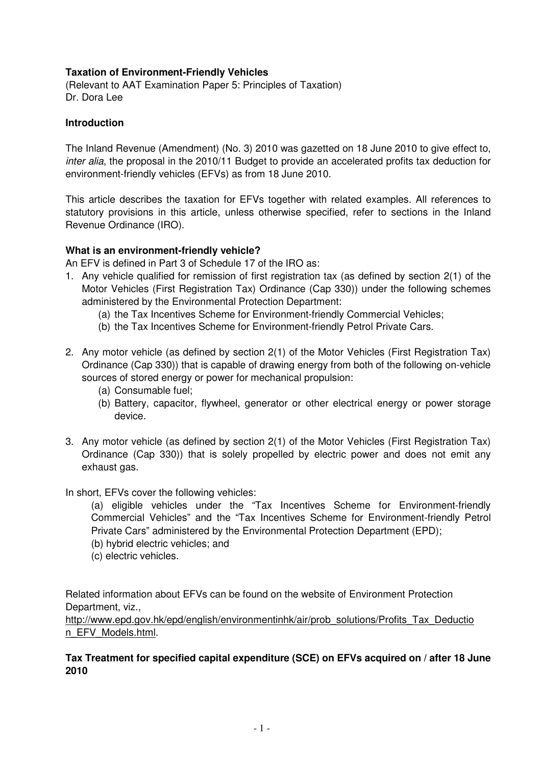**Taxation of Environment-Friendly Vehicles**

(Relevant to AAT Examination Paper 5: Principles of Taxation)
Dr. Dora Lee

**Introduction**

The Inland Revenue (Amendment) (No. 3) 2010 was gazetted on 18 June 2010 to give effect to, *inter alia*, the proposal in the 2010/11 Budget to provide an accelerated profits tax deduction for environment-friendly vehicles (EFVs) as from 18 June 2010.

This article describes the taxation for EFVs together with related examples. All references to statutory provisions in this article, unless otherwise specified, refer to sections in the Inland Revenue Ordinance (IRO).

**What is an environment-friendly vehicle?**

An EFV is defined in Part 3 of Schedule 17 of the IRO as:

1. Any vehicle qualified for remission of first registration tax (as defined by section 2(1) of the Motor Vehicles (First Registration Tax) Ordinance (Cap 330)) under the following schemes administered by the Environmental Protection Department:
   (a) the Tax Incentives Scheme for Environment-friendly Commercial Vehicles;
   (b) the Tax Incentives Scheme for Environment-friendly Petrol Private Cars.

2. Any motor vehicle (as defined by section 2(1) of the Motor Vehicles (First Registration Tax) Ordinance (Cap 330)) that is capable of drawing energy from both of the following on-vehicle sources of stored energy or power for mechanical propulsion:
   (a) Consumable fuel;
   (b) Battery, capacitor, flywheel, generator or other electrical energy or power storage device.

3. Any motor vehicle (as defined by section 2(1) of the Motor Vehicles (First Registration Tax) Ordinance (Cap 330)) that is solely propelled by electric power and does not emit any exhaust gas.

In short, EFVs cover the following vehicles:

(a) eligible vehicles under the "Tax Incentives Scheme for Environment-friendly Commercial Vehicles" and the "Tax Incentives Scheme for Environment-friendly Petrol Private Cars" administered by the Environmental Protection Department (EPD);
(b) hybrid electric vehicles; and
(c) electric vehicles.

Related information about EFVs can be found on the website of Environment Protection Department, viz., http://www.epd.gov.hk/epd/english/environmentinhk/air/prob_solutions/Profits_Tax_Deduction_EFV_Models.html.

**Tax Treatment for specified capital expenditure (SCE) on EFVs acquired on / after 18 June 2010**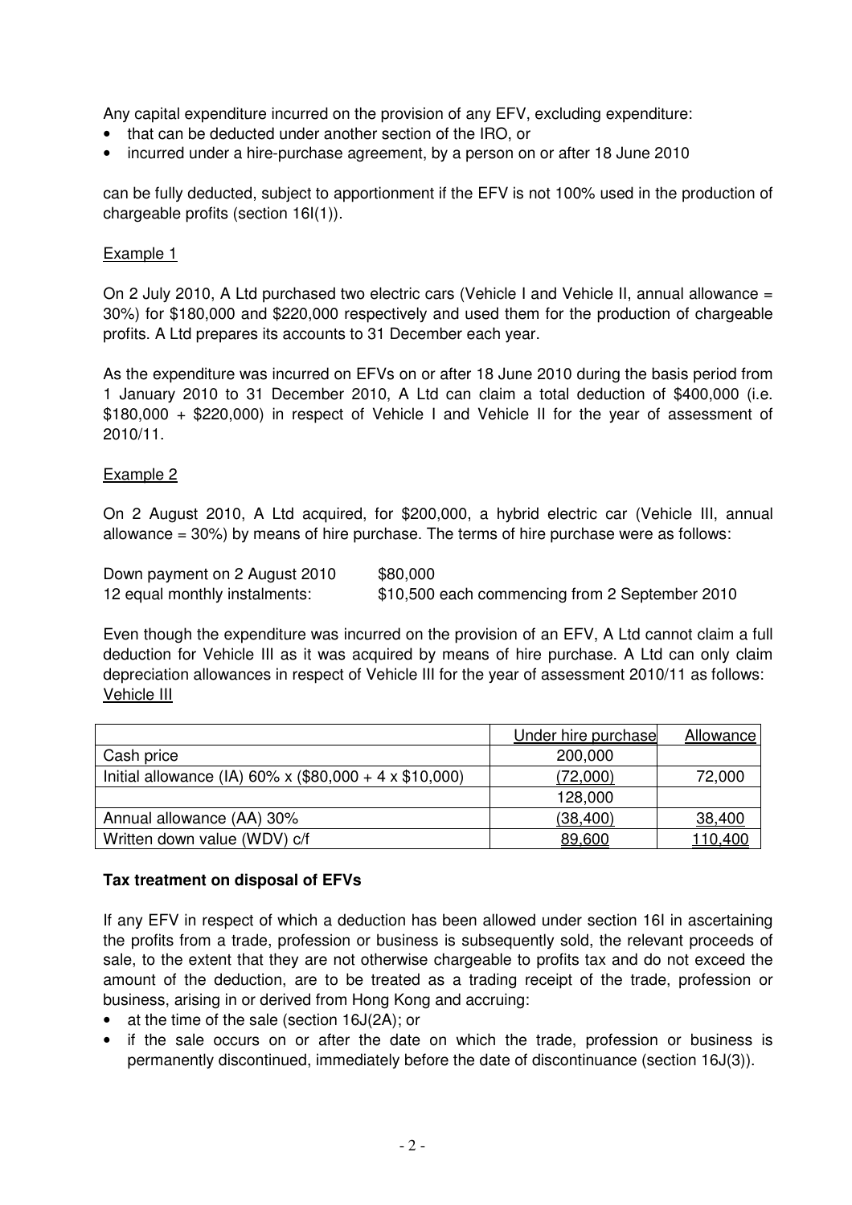Any capital expenditure incurred on the provision of any EFV, excluding expenditure:

- that can be deducted under another section of the IRO, or
- incurred under a hire-purchase agreement, by a person on or after 18 June 2010

can be fully deducted, subject to apportionment if the EFV is not 100% used in the production of chargeable profits (section 16I(1)).

Example 1

On 2 July 2010, A Ltd purchased two electric cars (Vehicle I and Vehicle II, annual allowance = 30%) for \$180,000 and \$220,000 respectively and used them for the production of chargeable profits. A Ltd prepares its accounts to 31 December each year.

As the expenditure was incurred on EFVs on or after 18 June 2010 during the basis period from 1 January 2010 to 31 December 2010, A Ltd can claim a total deduction of \$400,000 (i.e. \$180,000 + \$220,000) in respect of Vehicle I and Vehicle II for the year of assessment of 2010/11.

Example 2

On 2 August 2010, A Ltd acquired, for \$200,000, a hybrid electric car (Vehicle III, annual allowance = 30%) by means of hire purchase. The terms of hire purchase were as follows:

Down payment on 2 August 2010 \$80,000
12 equal monthly instalments: \$10,500 each commencing from 2 September 2010

Even though the expenditure was incurred on the provision of an EFV, A Ltd cannot claim a full deduction for Vehicle III as it was acquired by means of hire purchase. A Ltd can only claim depreciation allowances in respect of Vehicle III for the year of assessment 2010/11 as follows:

Vehicle III

| | Under hire purchase | Allowance |
|---|---|---|
| Cash price | 200,000 | |
| Initial allowance (IA) 60% x (\$80,000 + 4 x \$10,000) | (72,000) | 72,000 |
| | 128,000 | |
| Annual allowance (AA) 30% | (38,400) | 38,400 |
| Written down value (WDV) c/f | 89,600 | 110,400 |

**Tax treatment on disposal of EFVs**

If any EFV in respect of which a deduction has been allowed under section 16I in ascertaining the profits from a trade, profession or business is subsequently sold, the relevant proceeds of sale, to the extent that they are not otherwise chargeable to profits tax and do not exceed the amount of the deduction, are to be treated as a trading receipt of the trade, profession or business, arising in or derived from Hong Kong and accruing:

- at the time of the sale (section 16J(2A); or
- if the sale occurs on or after the date on which the trade, profession or business is permanently discontinued, immediately before the date of discontinuance (section 16J(3)).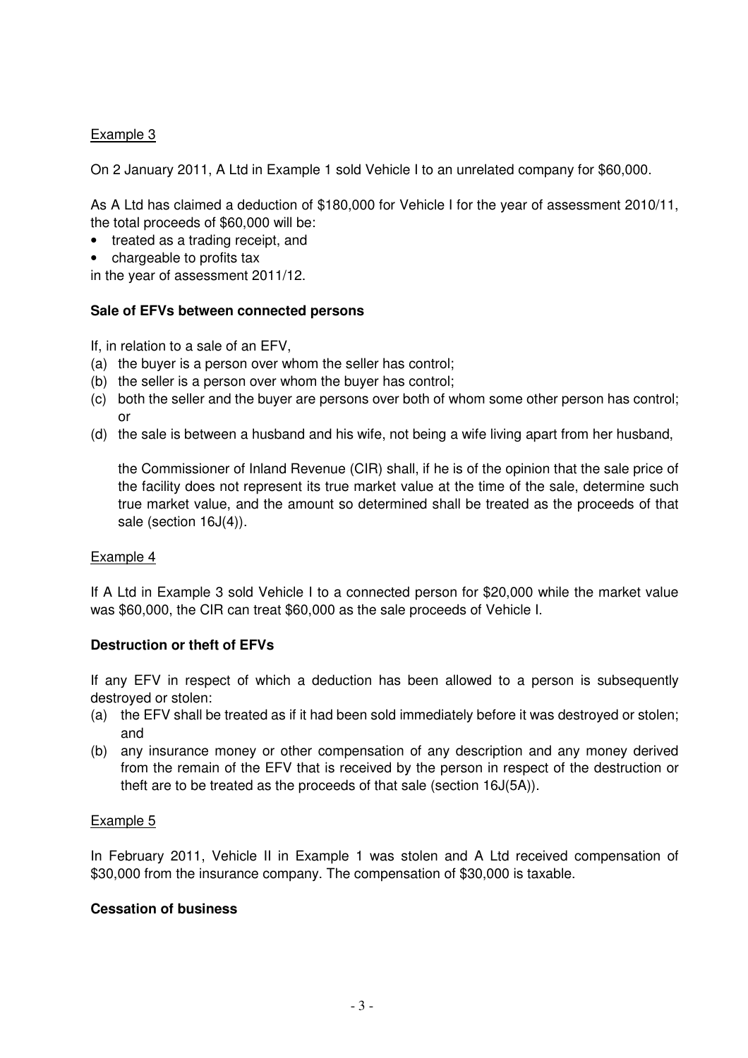Example 3

On 2 January 2011, A Ltd in Example 1 sold Vehicle I to an unrelated company for $60,000.

As A Ltd has claimed a deduction of $180,000 for Vehicle I for the year of assessment 2010/11, the total proceeds of $60,000 will be:

- treated as a trading receipt, and
- chargeable to profits tax

in the year of assessment 2011/12.

**Sale of EFVs between connected persons**

If, in relation to a sale of an EFV,

(a) the buyer is a person over whom the seller has control;
(b) the seller is a person over whom the buyer has control;
(c) both the seller and the buyer are persons over both of whom some other person has control; or
(d) the sale is between a husband and his wife, not being a wife living apart from her husband,

the Commissioner of Inland Revenue (CIR) shall, if he is of the opinion that the sale price of the facility does not represent its true market value at the time of the sale, determine such true market value, and the amount so determined shall be treated as the proceeds of that sale (section 16J(4)).

Example 4

If A Ltd in Example 3 sold Vehicle I to a connected person for $20,000 while the market value was $60,000, the CIR can treat $60,000 as the sale proceeds of Vehicle I.

**Destruction or theft of EFVs**

If any EFV in respect of which a deduction has been allowed to a person is subsequently destroyed or stolen:

(a) the EFV shall be treated as if it had been sold immediately before it was destroyed or stolen; and
(b) any insurance money or other compensation of any description and any money derived from the remain of the EFV that is received by the person in respect of the destruction or theft are to be treated as the proceeds of that sale (section 16J(5A)).

Example 5

In February 2011, Vehicle II in Example 1 was stolen and A Ltd received compensation of $30,000 from the insurance company. The compensation of $30,000 is taxable.

**Cessation of business**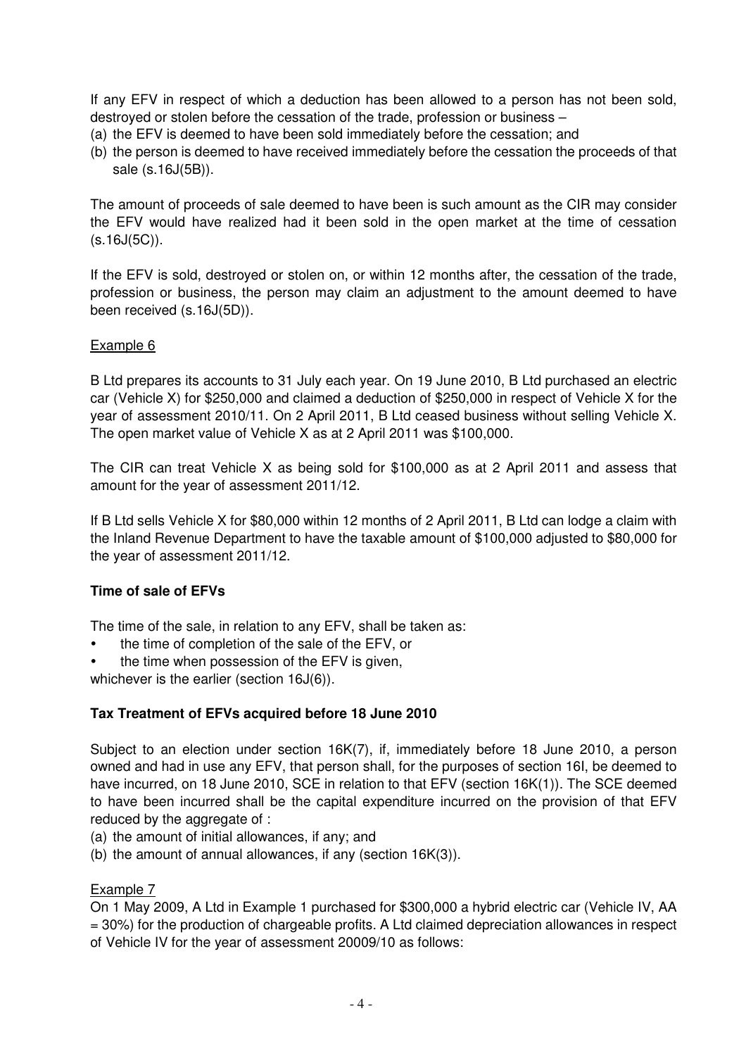If any EFV in respect of which a deduction has been allowed to a person has not been sold, destroyed or stolen before the cessation of the trade, profession or business –

(a) the EFV is deemed to have been sold immediately before the cessation; and

(b) the person is deemed to have received immediately before the cessation the proceeds of that sale (s.16J(5B)).

The amount of proceeds of sale deemed to have been is such amount as the CIR may consider the EFV would have realized had it been sold in the open market at the time of cessation (s.16J(5C)).

If the EFV is sold, destroyed or stolen on, or within 12 months after, the cessation of the trade, profession or business, the person may claim an adjustment to the amount deemed to have been received (s.16J(5D)).

Example 6

B Ltd prepares its accounts to 31 July each year. On 19 June 2010, B Ltd purchased an electric car (Vehicle X) for $250,000 and claimed a deduction of $250,000 in respect of Vehicle X for the year of assessment 2010/11. On 2 April 2011, B Ltd ceased business without selling Vehicle X. The open market value of Vehicle X as at 2 April 2011 was $100,000.

The CIR can treat Vehicle X as being sold for $100,000 as at 2 April 2011 and assess that amount for the year of assessment 2011/12.

If B Ltd sells Vehicle X for $80,000 within 12 months of 2 April 2011, B Ltd can lodge a claim with the Inland Revenue Department to have the taxable amount of $100,000 adjusted to $80,000 for the year of assessment 2011/12.

**Time of sale of EFVs**

The time of the sale, in relation to any EFV, shall be taken as:

- the time of completion of the sale of the EFV, or
- the time when possession of the EFV is given,

whichever is the earlier (section 16J(6)).

**Tax Treatment of EFVs acquired before 18 June 2010**

Subject to an election under section 16K(7), if, immediately before 18 June 2010, a person owned and had in use any EFV, that person shall, for the purposes of section 16I, be deemed to have incurred, on 18 June 2010, SCE in relation to that EFV (section 16K(1)). The SCE deemed to have been incurred shall be the capital expenditure incurred on the provision of that EFV reduced by the aggregate of :

(a) the amount of initial allowances, if any; and

(b) the amount of annual allowances, if any (section 16K(3)).

Example 7

On 1 May 2009, A Ltd in Example 1 purchased for $300,000 a hybrid electric car (Vehicle IV, AA = 30%) for the production of chargeable profits. A Ltd claimed depreciation allowances in respect of Vehicle IV for the year of assessment 20009/10 as follows: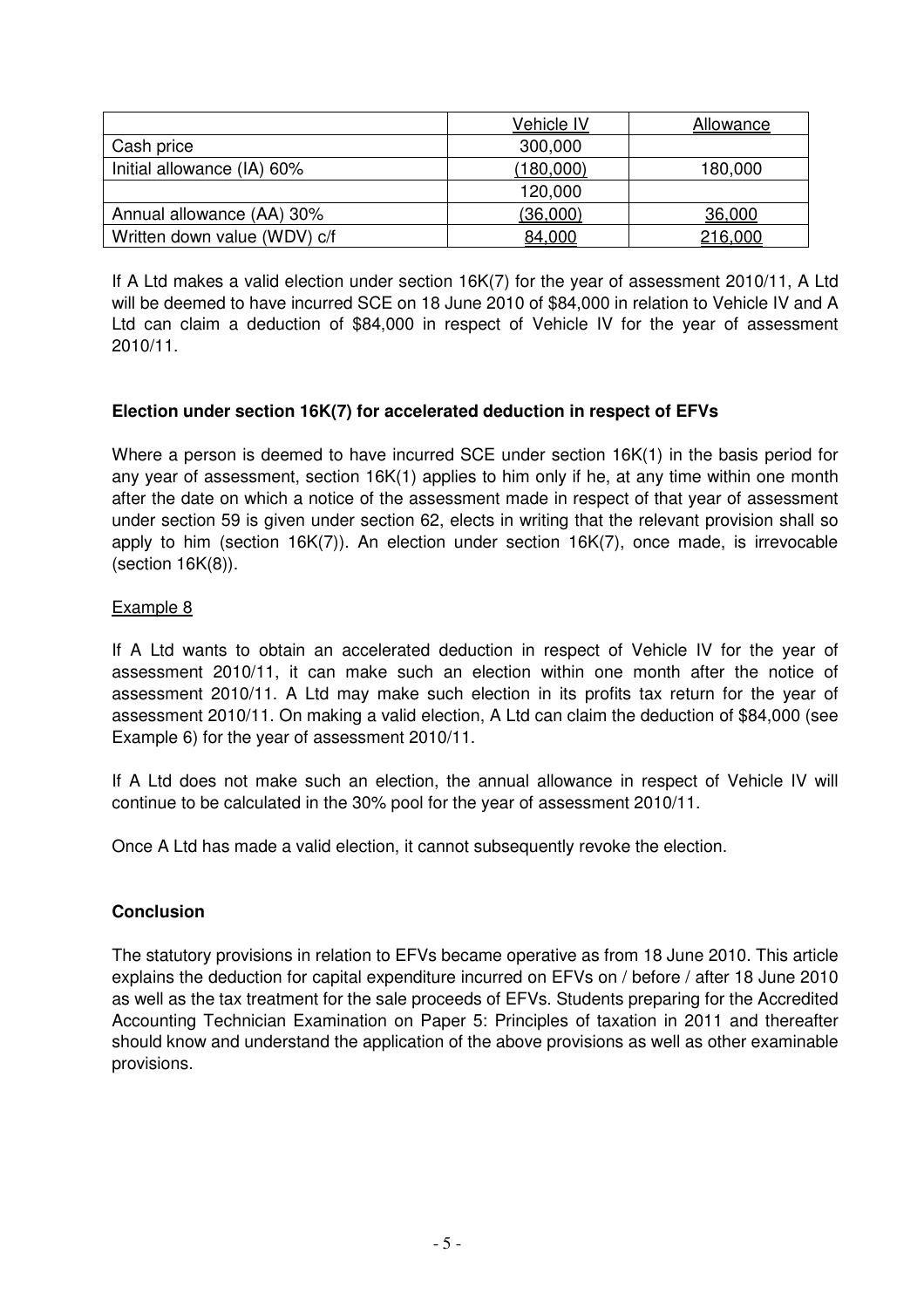| | Vehicle IV | Allowance |
|---|---|---|
| Cash price | 300,000 | |
| Initial allowance (IA) 60% | (180,000) | 180,000 |
| | 120,000 | |
| Annual allowance (AA) 30% | (36,000) | 36,000 |
| Written down value (WDV) c/f | 84,000 | 216,000 |

If A Ltd makes a valid election under section 16K(7) for the year of assessment 2010/11, A Ltd will be deemed to have incurred SCE on 18 June 2010 of $84,000 in relation to Vehicle IV and A Ltd can claim a deduction of $84,000 in respect of Vehicle IV for the year of assessment 2010/11.

**Election under section 16K(7) for accelerated deduction in respect of EFVs**

Where a person is deemed to have incurred SCE under section 16K(1) in the basis period for any year of assessment, section 16K(1) applies to him only if he, at any time within one month after the date on which a notice of the assessment made in respect of that year of assessment under section 59 is given under section 62, elects in writing that the relevant provision shall so apply to him (section 16K(7)). An election under section 16K(7), once made, is irrevocable (section 16K(8)).

Example 8

If A Ltd wants to obtain an accelerated deduction in respect of Vehicle IV for the year of assessment 2010/11, it can make such an election within one month after the notice of assessment 2010/11. A Ltd may make such election in its profits tax return for the year of assessment 2010/11. On making a valid election, A Ltd can claim the deduction of $84,000 (see Example 6) for the year of assessment 2010/11.

If A Ltd does not make such an election, the annual allowance in respect of Vehicle IV will continue to be calculated in the 30% pool for the year of assessment 2010/11.

Once A Ltd has made a valid election, it cannot subsequently revoke the election.

**Conclusion**

The statutory provisions in relation to EFVs became operative as from 18 June 2010. This article explains the deduction for capital expenditure incurred on EFVs on / before / after 18 June 2010 as well as the tax treatment for the sale proceeds of EFVs. Students preparing for the Accredited Accounting Technician Examination on Paper 5: Principles of taxation in 2011 and thereafter should know and understand the application of the above provisions as well as other examinable provisions.